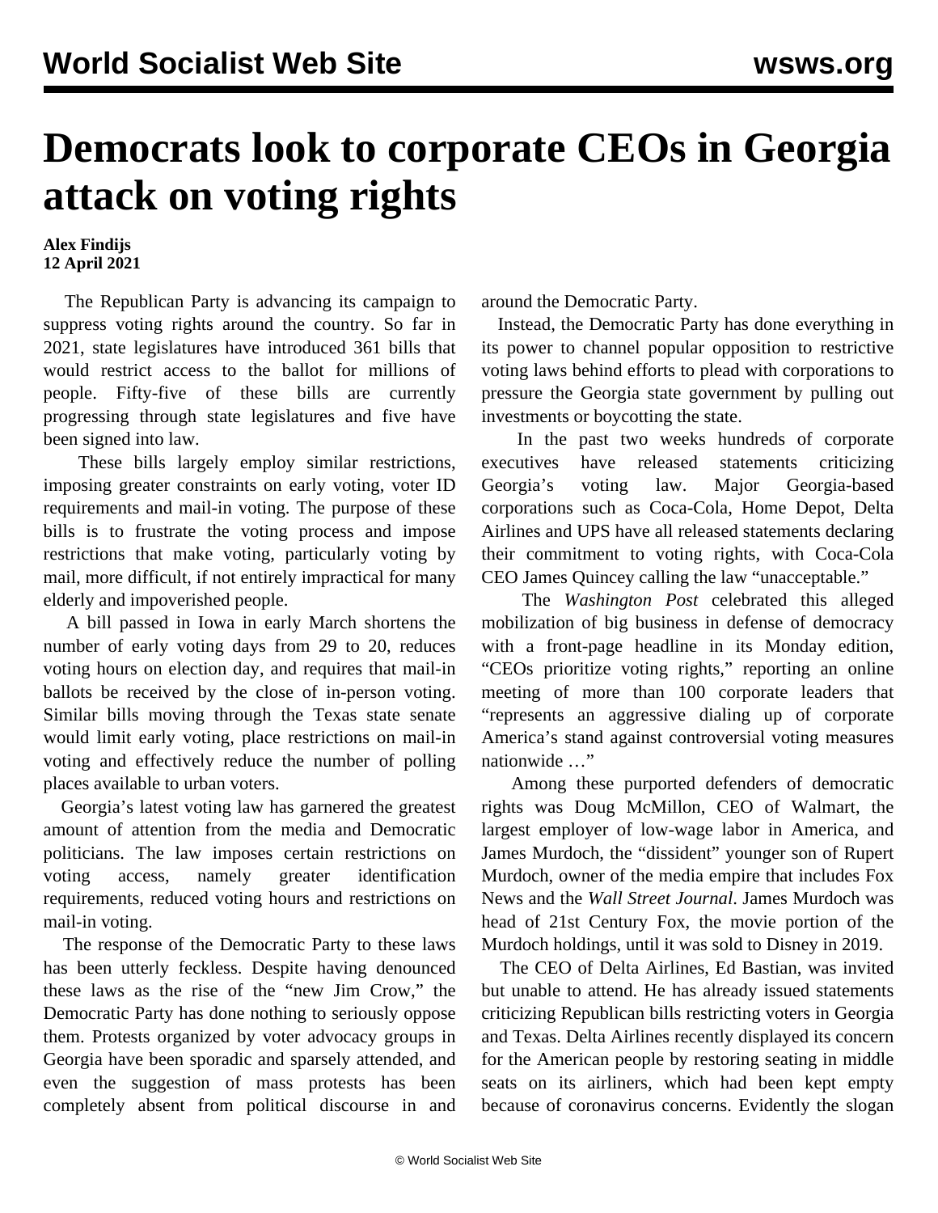# Democrats look to corporate CEOs in Georgia attack on voting rights

**Alex Findijs**
**12 April 2021**

The Republican Party is advancing its campaign to suppress voting rights around the country. So far in 2021, state legislatures have introduced 361 bills that would restrict access to the ballot for millions of people. Fifty-five of these bills are currently progressing through state legislatures and five have been signed into law.

These bills largely employ similar restrictions, imposing greater constraints on early voting, voter ID requirements and mail-in voting. The purpose of these bills is to frustrate the voting process and impose restrictions that make voting, particularly voting by mail, more difficult, if not entirely impractical for many elderly and impoverished people.

A bill passed in Iowa in early March shortens the number of early voting days from 29 to 20, reduces voting hours on election day, and requires that mail-in ballots be received by the close of in-person voting. Similar bills moving through the Texas state senate would limit early voting, place restrictions on mail-in voting and effectively reduce the number of polling places available to urban voters.

Georgia's latest voting law has garnered the greatest amount of attention from the media and Democratic politicians. The law imposes certain restrictions on voting access, namely greater identification requirements, reduced voting hours and restrictions on mail-in voting.

The response of the Democratic Party to these laws has been utterly feckless. Despite having denounced these laws as the rise of the "new Jim Crow," the Democratic Party has done nothing to seriously oppose them. Protests organized by voter advocacy groups in Georgia have been sporadic and sparsely attended, and even the suggestion of mass protests has been completely absent from political discourse in and around the Democratic Party.

Instead, the Democratic Party has done everything in its power to channel popular opposition to restrictive voting laws behind efforts to plead with corporations to pressure the Georgia state government by pulling out investments or boycotting the state.

In the past two weeks hundreds of corporate executives have released statements criticizing Georgia's voting law. Major Georgia-based corporations such as Coca-Cola, Home Depot, Delta Airlines and UPS have all released statements declaring their commitment to voting rights, with Coca-Cola CEO James Quincey calling the law "unacceptable."

The *Washington Post* celebrated this alleged mobilization of big business in defense of democracy with a front-page headline in its Monday edition, "CEOs prioritize voting rights," reporting an online meeting of more than 100 corporate leaders that "represents an aggressive dialing up of corporate America's stand against controversial voting measures nationwide …"

Among these purported defenders of democratic rights was Doug McMillon, CEO of Walmart, the largest employer of low-wage labor in America, and James Murdoch, the "dissident" younger son of Rupert Murdoch, owner of the media empire that includes Fox News and the *Wall Street Journal*. James Murdoch was head of 21st Century Fox, the movie portion of the Murdoch holdings, until it was sold to Disney in 2019.

The CEO of Delta Airlines, Ed Bastian, was invited but unable to attend. He has already issued statements criticizing Republican bills restricting voters in Georgia and Texas. Delta Airlines recently displayed its concern for the American people by restoring seating in middle seats on its airliners, which had been kept empty because of coronavirus concerns. Evidently the slogan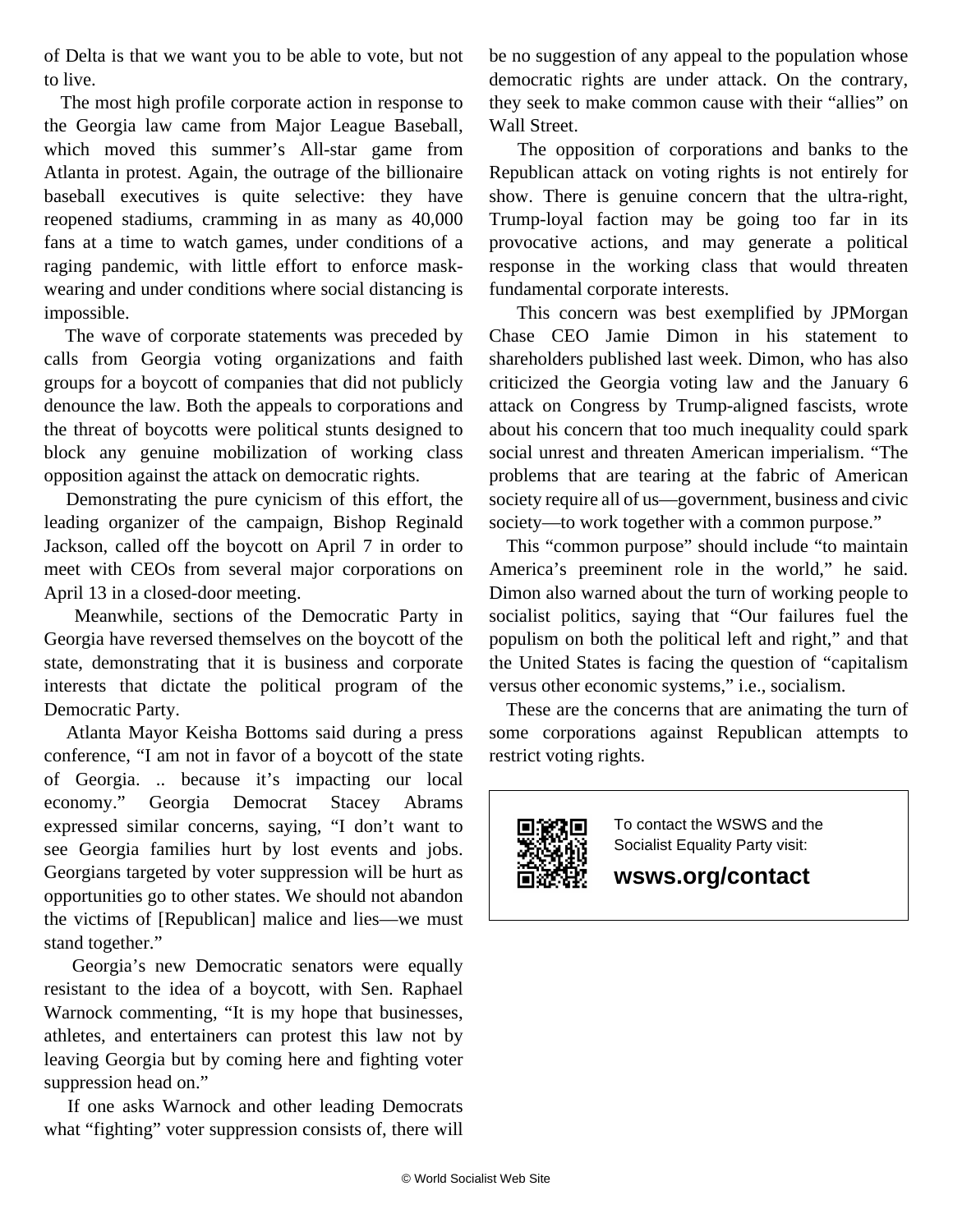of Delta is that we want you to be able to vote, but not to live.

The most high profile corporate action in response to the Georgia law came from Major League Baseball, which moved this summer's All-star game from Atlanta in protest. Again, the outrage of the billionaire baseball executives is quite selective: they have reopened stadiums, cramming in as many as 40,000 fans at a time to watch games, under conditions of a raging pandemic, with little effort to enforce mask-wearing and under conditions where social distancing is impossible.

The wave of corporate statements was preceded by calls from Georgia voting organizations and faith groups for a boycott of companies that did not publicly denounce the law. Both the appeals to corporations and the threat of boycotts were political stunts designed to block any genuine mobilization of working class opposition against the attack on democratic rights.

Demonstrating the pure cynicism of this effort, the leading organizer of the campaign, Bishop Reginald Jackson, called off the boycott on April 7 in order to meet with CEOs from several major corporations on April 13 in a closed-door meeting.

Meanwhile, sections of the Democratic Party in Georgia have reversed themselves on the boycott of the state, demonstrating that it is business and corporate interests that dictate the political program of the Democratic Party.

Atlanta Mayor Keisha Bottoms said during a press conference, "I am not in favor of a boycott of the state of Georgia. .. because it's impacting our local economy." Georgia Democrat Stacey Abrams expressed similar concerns, saying, "I don't want to see Georgia families hurt by lost events and jobs. Georgians targeted by voter suppression will be hurt as opportunities go to other states. We should not abandon the victims of [Republican] malice and lies—we must stand together."

Georgia's new Democratic senators were equally resistant to the idea of a boycott, with Sen. Raphael Warnock commenting, "It is my hope that businesses, athletes, and entertainers can protest this law not by leaving Georgia but by coming here and fighting voter suppression head on."

If one asks Warnock and other leading Democrats what "fighting" voter suppression consists of, there will be no suggestion of any appeal to the population whose democratic rights are under attack. On the contrary, they seek to make common cause with their "allies" on Wall Street.

The opposition of corporations and banks to the Republican attack on voting rights is not entirely for show. There is genuine concern that the ultra-right, Trump-loyal faction may be going too far in its provocative actions, and may generate a political response in the working class that would threaten fundamental corporate interests.

This concern was best exemplified by JPMorgan Chase CEO Jamie Dimon in his statement to shareholders published last week. Dimon, who has also criticized the Georgia voting law and the January 6 attack on Congress by Trump-aligned fascists, wrote about his concern that too much inequality could spark social unrest and threaten American imperialism. "The problems that are tearing at the fabric of American society require all of us—government, business and civic society—to work together with a common purpose."

This "common purpose" should include "to maintain America's preeminent role in the world," he said. Dimon also warned about the turn of working people to socialist politics, saying that "Our failures fuel the populism on both the political left and right," and that the United States is facing the question of "capitalism versus other economic systems," i.e., socialism.

These are the concerns that are animating the turn of some corporations against Republican attempts to restrict voting rights.

To contact the WSWS and the Socialist Equality Party visit:

**wsws.org/contact**